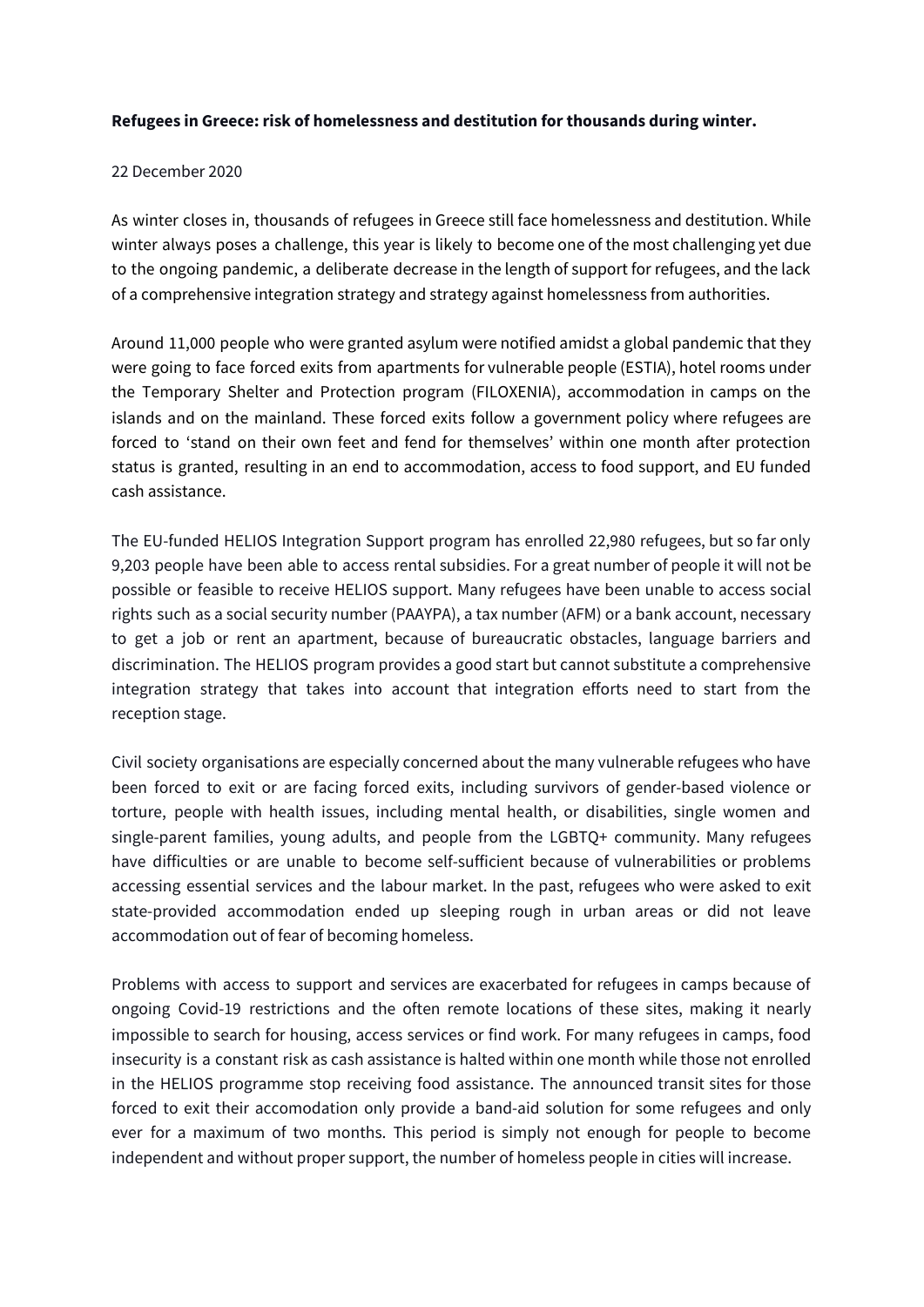**Refugees in Greece: risk of homelessness and destitution for thousands during winter.**

22 December 2020

As winter closes in, thousands of refugees in Greece still face homelessness and destitution. While winter always poses a challenge, this year is likely to become one of the most challenging yet due to the ongoing pandemic, a deliberate decrease in the length of support for refugees, and the lack of a comprehensive integration strategy and strategy against homelessness from authorities.

Around 11,000 people who were granted asylum were notified amidst a global pandemic that they were going to face forced exits from apartments for vulnerable people (ESTIA), hotel rooms under the Temporary Shelter and Protection program (FILOXENIA), accommodation in camps on the islands and on the mainland. These forced exits follow a government policy where refugees are forced to 'stand on their own feet and fend for themselves' within one month after protection status is granted, resulting in an end to accommodation, access to food support, and EU funded cash assistance.

The EU-funded HELIOS Integration Support program has enrolled 22,980 refugees, but so far only 9,203 people have been able to access rental subsidies. For a great number of people it will not be possible or feasible to receive HELIOS support. Many refugees have been unable to access social rights such as a social security number (PAAYPA), a tax number (AFM) or a bank account, necessary to get a job or rent an apartment, because of bureaucratic obstacles, language barriers and discrimination. The HELIOS program provides a good start but cannot substitute a comprehensive integration strategy that takes into account that integration efforts need to start from the reception stage.

Civil society organisations are especially concerned about the many vulnerable refugees who have been forced to exit or are facing forced exits, including survivors of gender-based violence or torture, people with health issues, including mental health, or disabilities, single women and single-parent families, young adults, and people from the LGBTQ+ community. Many refugees have difficulties or are unable to become self-sufficient because of vulnerabilities or problems accessing essential services and the labour market. In the past, refugees who were asked to exit state-provided accommodation ended up sleeping rough in urban areas or did not leave accommodation out of fear of becoming homeless.

Problems with access to support and services are exacerbated for refugees in camps because of ongoing Covid-19 restrictions and the often remote locations of these sites, making it nearly impossible to search for housing, access services or find work. For many refugees in camps, food insecurity is a constant risk as cash assistance is halted within one month while those not enrolled in the HELIOS programme stop receiving food assistance. The announced transit sites for those forced to exit their accomodation only provide a band-aid solution for some refugees and only ever for a maximum of two months. This period is simply not enough for people to become independent and without proper support, the number of homeless people in cities will increase.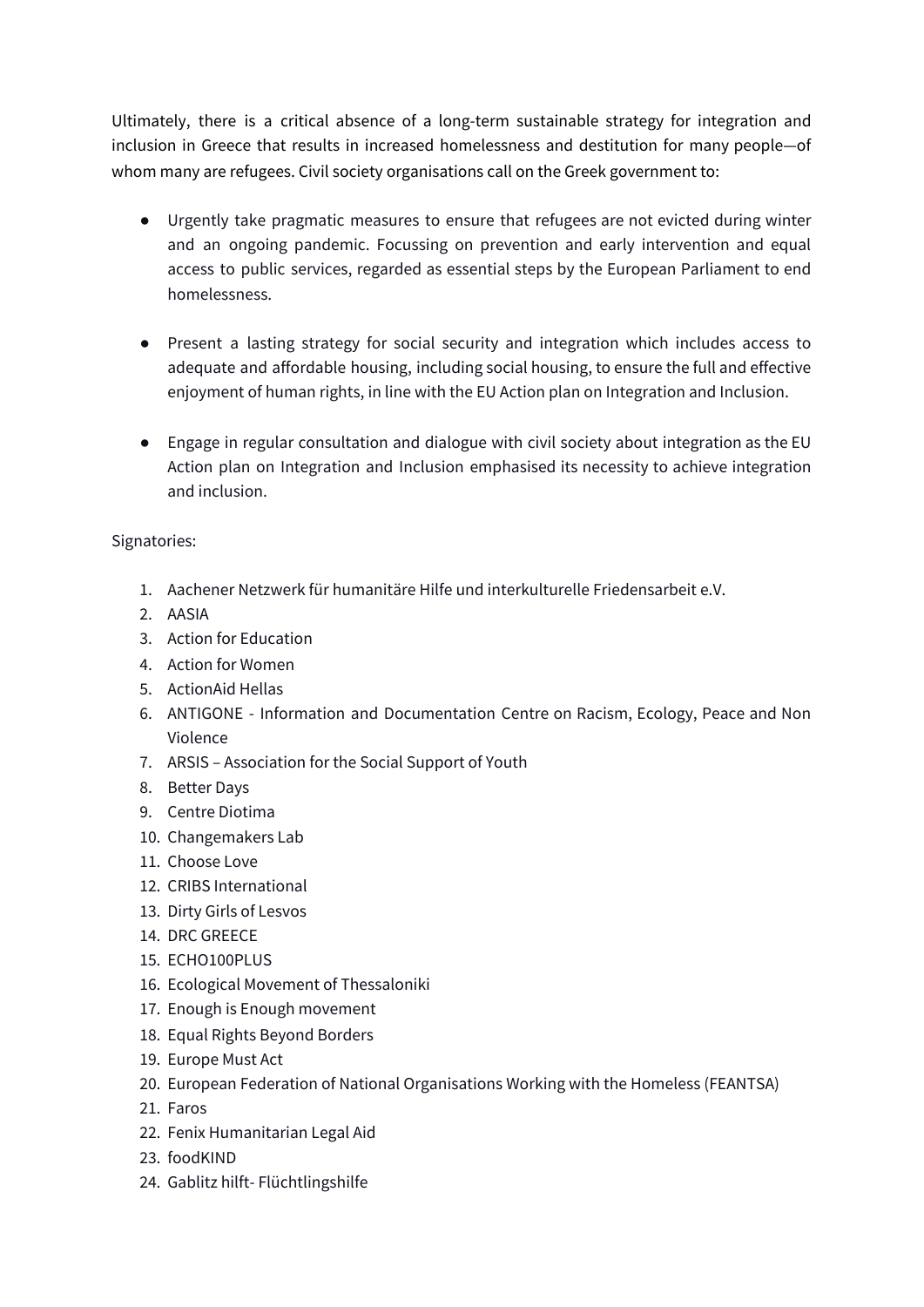Ultimately, there is a critical absence of a long-term sustainable strategy for integration and inclusion in Greece that results in increased homelessness and destitution for many people—of whom many are refugees. Civil society organisations call on the Greek government to:

- Urgently take pragmatic measures to ensure that refugees are not evicted during winter and an ongoing pandemic. Focussing on prevention and early intervention and equal access to public services, regarded as essential steps by the European Parliament to end homelessness.

- Present a lasting strategy for social security and integration which includes access to adequate and affordable housing, including social housing, to ensure the full and effective enjoyment of human rights, in line with the EU Action plan on Integration and Inclusion.

- Engage in regular consultation and dialogue with civil society about integration as the EU Action plan on Integration and Inclusion emphasised its necessity to achieve integration and inclusion.

Signatories:

1. Aachener Netzwerk für humanitäre Hilfe und interkulturelle Friedensarbeit e.V.
2. AASIA
3. Action for Education
4. Action for Women
5. ActionAid Hellas
6. ANTIGONE - Information and Documentation Centre on Racism, Ecology, Peace and Non Violence
7. ARSIS – Association for the Social Support of Youth
8. Better Days
9. Centre Diotima
10. Changemakers Lab
11. Choose Love
12. CRIBS International
13. Dirty Girls of Lesvos
14. DRC GREECE
15. ECHO100PLUS
16. Ecological Movement of Thessaloniki
17. Enough is Enough movement
18. Equal Rights Beyond Borders
19. Europe Must Act
20. European Federation of National Organisations Working with the Homeless (FEANTSA)
21. Faros
22. Fenix Humanitarian Legal Aid
23. foodKIND
24. Gablitz hilft- Flüchtlingshilfe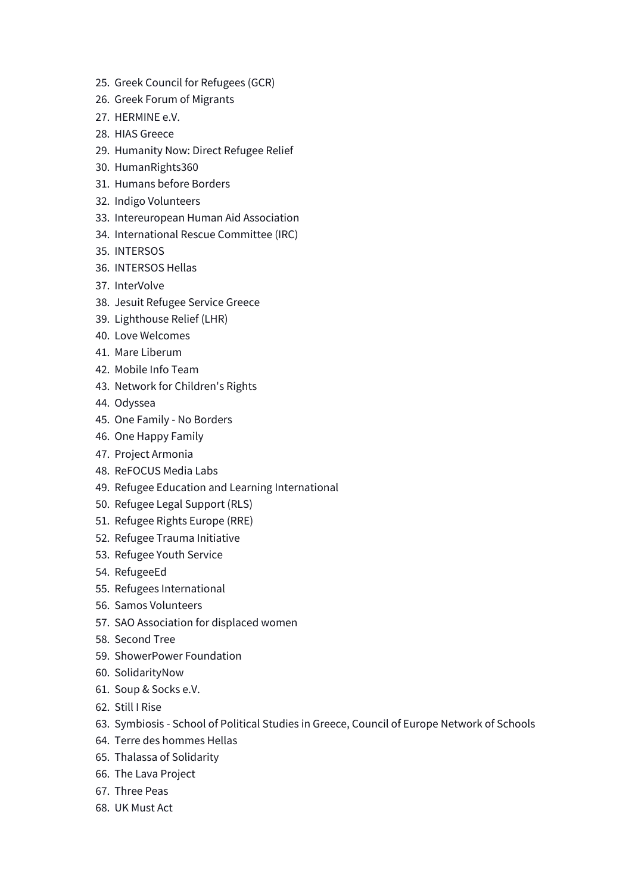25. Greek Council for Refugees (GCR)
26. Greek Forum of Migrants
27. HERMINE e.V.
28. HIAS Greece
29. Humanity Now: Direct Refugee Relief
30. HumanRights360
31. Humans before Borders
32. Indigo Volunteers
33. Intereuropean Human Aid Association
34. International Rescue Committee (IRC)
35. INTERSOS
36. INTERSOS Hellas
37. InterVolve
38. Jesuit Refugee Service Greece
39. Lighthouse Relief (LHR)
40. Love Welcomes
41. Mare Liberum
42. Mobile Info Team
43. Network for Children's Rights
44. Odyssea
45. One Family - No Borders
46. One Happy Family
47. Project Armonia
48. ReFOCUS Media Labs
49. Refugee Education and Learning International
50. Refugee Legal Support (RLS)
51. Refugee Rights Europe (RRE)
52. Refugee Trauma Initiative
53. Refugee Youth Service
54. RefugeeEd
55. Refugees International
56. Samos Volunteers
57. SAO Association for displaced women
58. Second Tree
59. ShowerPower Foundation
60. SolidarityNow
61. Soup & Socks e.V.
62. Still I Rise
63. Symbiosis - School of Political Studies in Greece, Council of Europe Network of Schools
64. Terre des hommes Hellas
65. Thalassa of Solidarity
66. The Lava Project
67. Three Peas
68. UK Must Act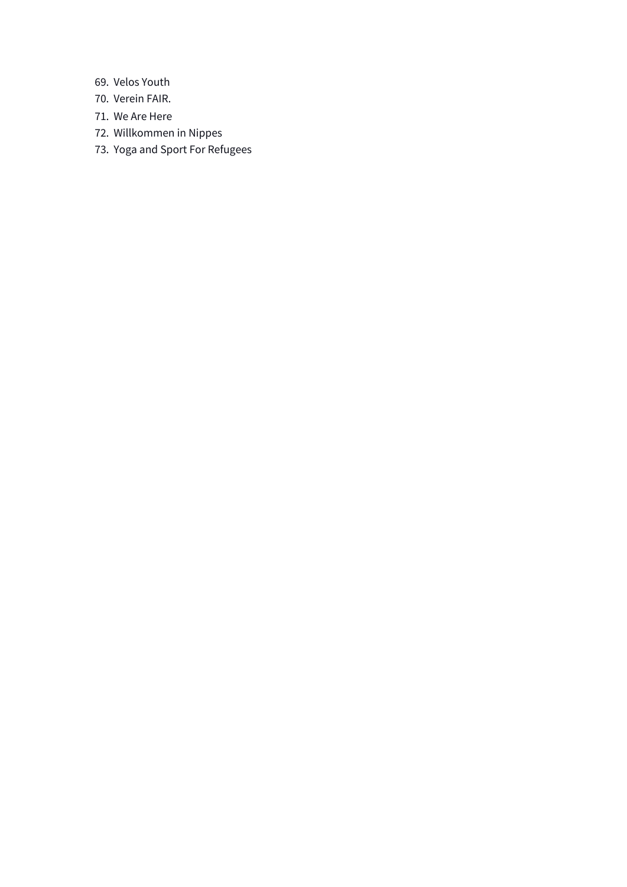69. Velos Youth
70. Verein FAIR.
71. We Are Here
72. Willkommen in Nippes
73. Yoga and Sport For Refugees